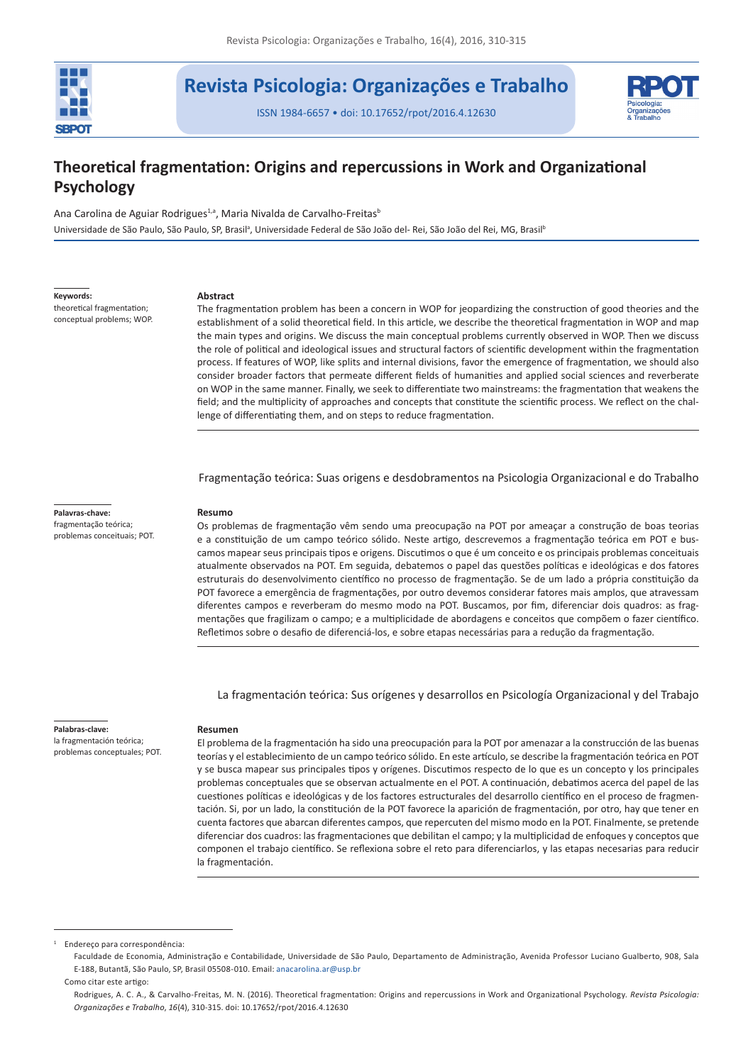Revista Psicologia: Organizações e Trabalho

ISSN 1984-6657 • doi: 10.17652/rpot/2016.4.12630

# Theoretical fragmentation: Origins and repercussions in Work and Organizational Psychology

Ana Carolina de Aguiar Rodrigues[1,a], Maria Nivalda de Carvalho-Freitas[b]

Universidade de São Paulo, São Paulo, SP, Brasil[a], Universidade Federal de São João del- Rei, São João del Rei, MG, Brasil[b]

**Keywords:**
theoretical fragmentation; conceptual problems; WOP.

**Abstract**

The fragmentation problem has been a concern in WOP for jeopardizing the construction of good theories and the establishment of a solid theoretical field. In this article, we describe the theoretical fragmentation in WOP and map the main types and origins. We discuss the main conceptual problems currently observed in WOP. Then we discuss the role of political and ideological issues and structural factors of scientific development within the fragmentation process. If features of WOP, like splits and internal divisions, favor the emergence of fragmentation, we should also consider broader factors that permeate different fields of humanities and applied social sciences and reverberate on WOP in the same manner. Finally, we seek to differentiate two mainstreams: the fragmentation that weakens the field; and the multiplicity of approaches and concepts that constitute the scientific process. We reflect on the challenge of differentiating them, and on steps to reduce fragmentation.

## Fragmentação teórica: Suas origens e desdobramentos na Psicologia Organizacional e do Trabalho

**Palavras-chave:**
fragmentação teórica; problemas conceituais; POT.

**Resumo**

Os problemas de fragmentação vêm sendo uma preocupação na POT por ameaçar a construção de boas teorias e a constituição de um campo teórico sólido. Neste artigo, descrevemos a fragmentação teórica em POT e buscamos mapear seus principais tipos e origens. Discutimos o que é um conceito e os principais problemas conceituais atualmente observados na POT. Em seguida, debatemos o papel das questões políticas e ideológicas e dos fatores estruturais do desenvolvimento científico no processo de fragmentação. Se de um lado a própria constituição da POT favorece a emergência de fragmentações, por outro devemos considerar fatores mais amplos, que atravessam diferentes campos e reverberam do mesmo modo na POT. Buscamos, por fim, diferenciar dois quadros: as fragmentações que fragilizam o campo; e a multiplicidade de abordagens e conceitos que compõem o fazer científico. Refletimos sobre o desafio de diferenciá-los, e sobre etapas necessárias para a redução da fragmentação.

## La fragmentación teórica: Sus orígenes y desarrollos en Psicología Organizacional y del Trabajo

**Palabras-clave:**
la fragmentación teórica; problemas conceptuales; POT.

**Resumen**

El problema de la fragmentación ha sido una preocupación para la POT por amenazar a la construcción de las buenas teorías y el establecimiento de un campo teórico sólido. En este artículo, se describe la fragmentación teórica en POT y se busca mapear sus principales tipos y orígenes. Discutimos respecto de lo que es un concepto y los principales problemas conceptuales que se observan actualmente en el POT. A continuación, debatimos acerca del papel de las cuestiones políticas e ideológicas y de los factores estructurales del desarrollo científico en el proceso de fragmentación. Si, por un lado, la constitución de la POT favorece la aparición de fragmentación, por otro, hay que tener en cuenta factores que abarcan diferentes campos, que repercuten del mismo modo en la POT. Finalmente, se pretende diferenciar dos cuadros: las fragmentaciones que debilitan el campo; y la multiplicidad de enfoques y conceptos que componen el trabajo científico. Se reflexiona sobre el reto para diferenciarlos, y las etapas necesarias para reducir la fragmentación.

---

[1] Endereço para correspondência:
Faculdade de Economia, Administração e Contabilidade, Universidade de São Paulo, Departamento de Administração, Avenida Professor Luciano Gualberto, 908, Sala E-188, Butantã, São Paulo, SP, Brasil 05508-010. Email: anacarolina.ar@usp.br

Como citar este artigo:
Rodrigues, A. C. A., & Carvalho-Freitas, M. N. (2016). Theoretical fragmentation: Origins and repercussions in Work and Organizational Psychology. *Revista Psicologia: Organizações e Trabalho*, *16*(4), 310-315. doi: 10.17652/rpot/2016.4.12630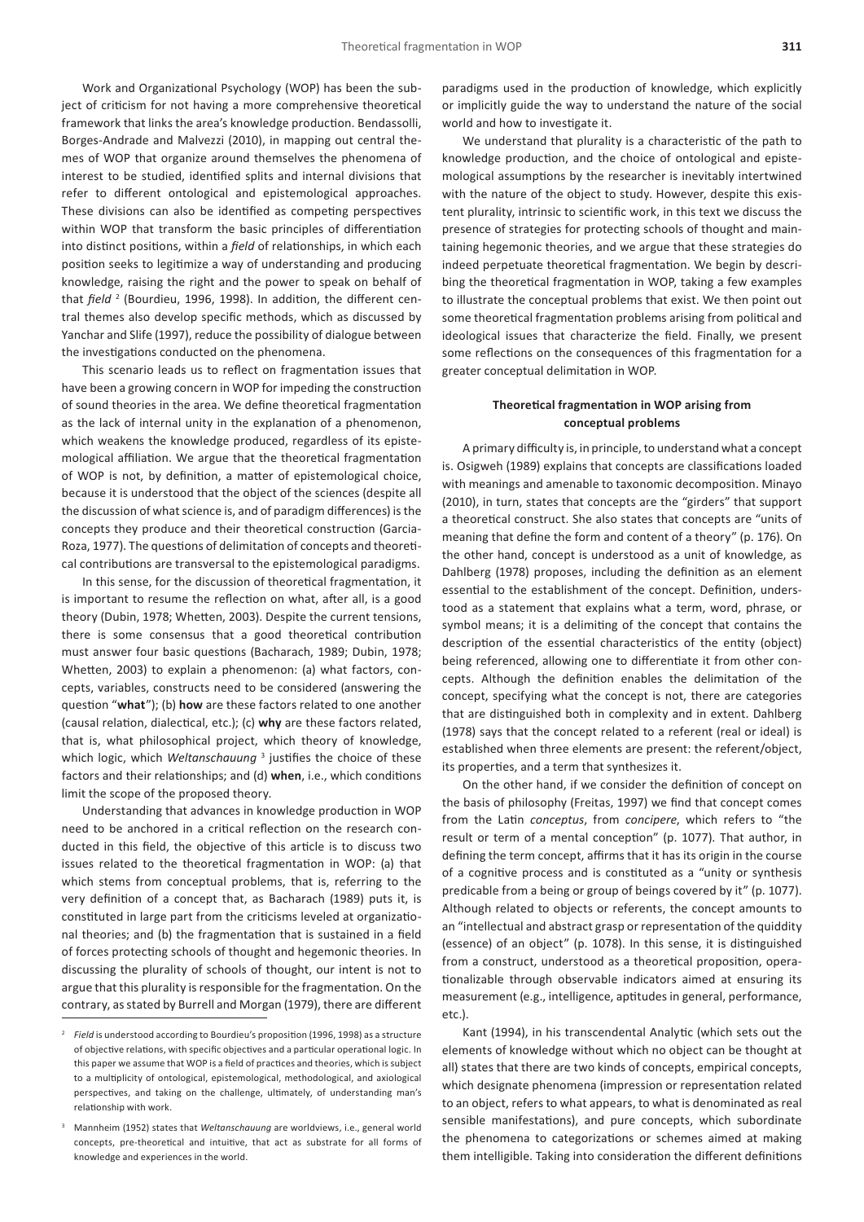Work and Organizational Psychology (WOP) has been the subject of criticism for not having a more comprehensive theoretical framework that links the area's knowledge production. Bendassolli, Borges-Andrade and Malvezzi (2010), in mapping out central themes of WOP that organize around themselves the phenomena of interest to be studied, identified splits and internal divisions that refer to different ontological and epistemological approaches. These divisions can also be identified as competing perspectives within WOP that transform the basic principles of differentiation into distinct positions, within a *field* of relationships, in which each position seeks to legitimize a way of understanding and producing knowledge, raising the right and the power to speak on behalf of that *field* [2] (Bourdieu, 1996, 1998). In addition, the different central themes also develop specific methods, which as discussed by Yanchar and Slife (1997), reduce the possibility of dialogue between the investigations conducted on the phenomena.

This scenario leads us to reflect on fragmentation issues that have been a growing concern in WOP for impeding the construction of sound theories in the area. We define theoretical fragmentation as the lack of internal unity in the explanation of a phenomenon, which weakens the knowledge produced, regardless of its epistemological affiliation. We argue that the theoretical fragmentation of WOP is not, by definition, a matter of epistemological choice, because it is understood that the object of the sciences (despite all the discussion of what science is, and of paradigm differences) is the concepts they produce and their theoretical construction (Garcia-Roza, 1977). The questions of delimitation of concepts and theoretical contributions are transversal to the epistemological paradigms.

In this sense, for the discussion of theoretical fragmentation, it is important to resume the reflection on what, after all, is a good theory (Dubin, 1978; Whetten, 2003). Despite the current tensions, there is some consensus that a good theoretical contribution must answer four basic questions (Bacharach, 1989; Dubin, 1978; Whetten, 2003) to explain a phenomenon: (a) what factors, concepts, variables, constructs need to be considered (answering the question "**what**"); (b) **how** are these factors related to one another (causal relation, dialectical, etc.); (c) **why** are these factors related, that is, what philosophical project, which theory of knowledge, which logic, which *Weltanschauung* [3] justifies the choice of these factors and their relationships; and (d) **when**, i.e., which conditions limit the scope of the proposed theory.

Understanding that advances in knowledge production in WOP need to be anchored in a critical reflection on the research conducted in this field, the objective of this article is to discuss two issues related to the theoretical fragmentation in WOP: (a) that which stems from conceptual problems, that is, referring to the very definition of a concept that, as Bacharach (1989) puts it, is constituted in large part from the criticisms leveled at organizational theories; and (b) the fragmentation that is sustained in a field of forces protecting schools of thought and hegemonic theories. In discussing the plurality of schools of thought, our intent is not to argue that this plurality is responsible for the fragmentation. On the contrary, as stated by Burrell and Morgan (1979), there are different paradigms used in the production of knowledge, which explicitly or implicitly guide the way to understand the nature of the social world and how to investigate it.

We understand that plurality is a characteristic of the path to knowledge production, and the choice of ontological and epistemological assumptions by the researcher is inevitably intertwined with the nature of the object to study. However, despite this existent plurality, intrinsic to scientific work, in this text we discuss the presence of strategies for protecting schools of thought and maintaining hegemonic theories, and we argue that these strategies do indeed perpetuate theoretical fragmentation. We begin by describing the theoretical fragmentation in WOP, taking a few examples to illustrate the conceptual problems that exist. We then point out some theoretical fragmentation problems arising from political and ideological issues that characterize the field. Finally, we present some reflections on the consequences of this fragmentation for a greater conceptual delimitation in WOP.

## Theoretical fragmentation in WOP arising from conceptual problems

A primary difficulty is, in principle, to understand what a concept is. Osigweh (1989) explains that concepts are classifications loaded with meanings and amenable to taxonomic decomposition. Minayo (2010), in turn, states that concepts are the "girders" that support a theoretical construct. She also states that concepts are "units of meaning that define the form and content of a theory" (p. 176). On the other hand, concept is understood as a unit of knowledge, as Dahlberg (1978) proposes, including the definition as an element essential to the establishment of the concept. Definition, understood as a statement that explains what a term, word, phrase, or symbol means; it is a delimiting of the concept that contains the description of the essential characteristics of the entity (object) being referenced, allowing one to differentiate it from other concepts. Although the definition enables the delimitation of the concept, specifying what the concept is not, there are categories that are distinguished both in complexity and in extent. Dahlberg (1978) says that the concept related to a referent (real or ideal) is established when three elements are present: the referent/object, its properties, and a term that synthesizes it.

On the other hand, if we consider the definition of concept on the basis of philosophy (Freitas, 1997) we find that concept comes from the Latin *conceptus*, from *concipere*, which refers to "the result or term of a mental conception" (p. 1077). That author, in defining the term concept, affirms that it has its origin in the course of a cognitive process and is constituted as a "unity or synthesis predicable from a being or group of beings covered by it" (p. 1077). Although related to objects or referents, the concept amounts to an "intellectual and abstract grasp or representation of the quiddity (essence) of an object" (p. 1078). In this sense, it is distinguished from a construct, understood as a theoretical proposition, operationalizable through observable indicators aimed at ensuring its measurement (e.g., intelligence, aptitudes in general, performance, etc.).

Kant (1994), in his transcendental Analytic (which sets out the elements of knowledge without which no object can be thought at all) states that there are two kinds of concepts, empirical concepts, which designate phenomena (impression or representation related to an object, refers to what appears, to what is denominated as real sensible manifestations), and pure concepts, which subordinate the phenomena to categorizations or schemes aimed at making them intelligible. Taking into consideration the different definitions

---

[2] *Field* is understood according to Bourdieu's proposition (1996, 1998) as a structure of objective relations, with specific objectives and a particular operational logic. In this paper we assume that WOP is a field of practices and theories, which is subject to a multiplicity of ontological, epistemological, methodological, and axiological perspectives, and taking on the challenge, ultimately, of understanding man's relationship with work.

[3] Mannheim (1952) states that *Weltanschauung* are worldviews, i.e., general world concepts, pre-theoretical and intuitive, that act as substrate for all forms of knowledge and experiences in the world.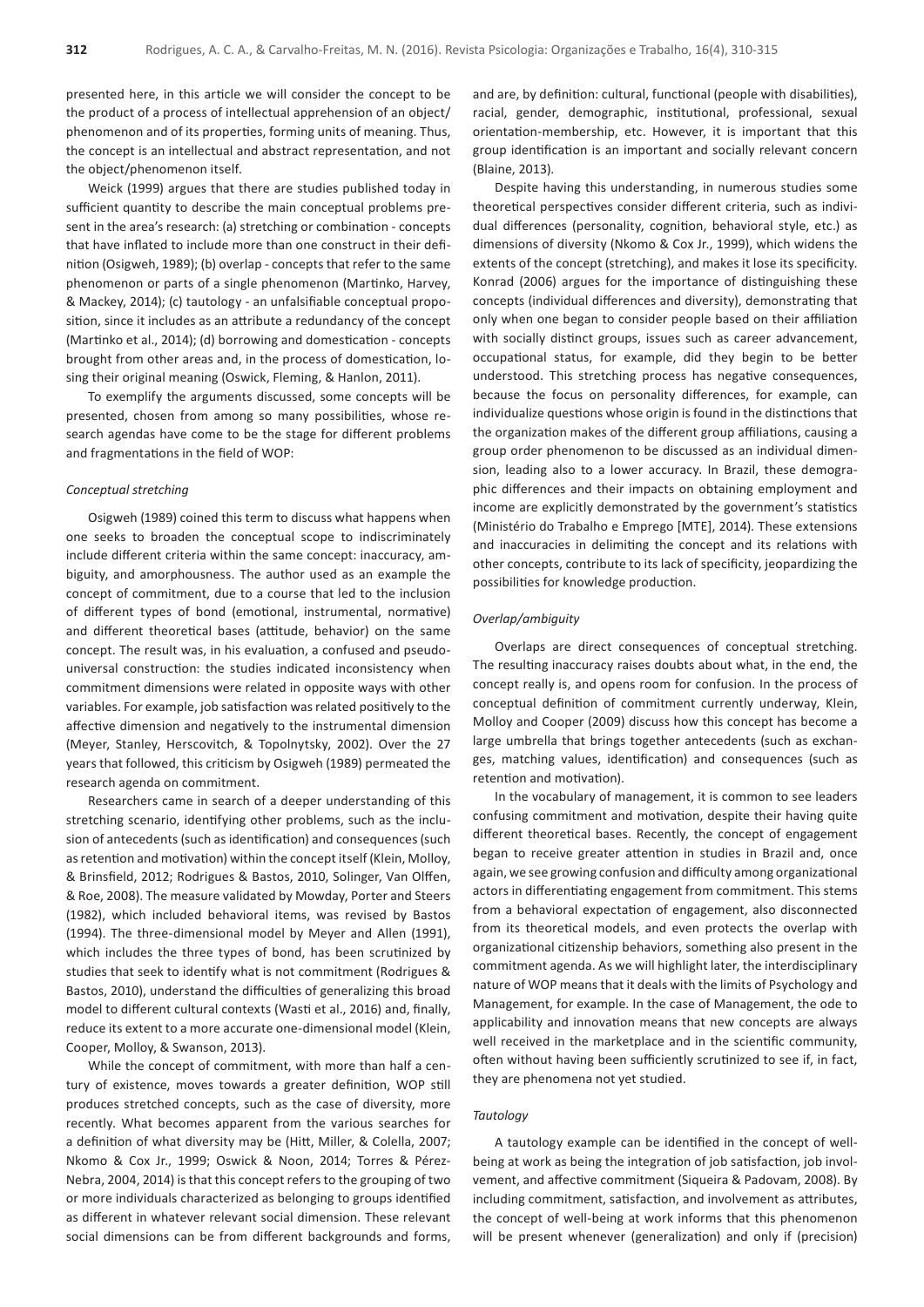presented here, in this article we will consider the concept to be the product of a process of intellectual apprehension of an object/ phenomenon and of its properties, forming units of meaning. Thus, the concept is an intellectual and abstract representation, and not the object/phenomenon itself.

Weick (1999) argues that there are studies published today in sufficient quantity to describe the main conceptual problems present in the area's research: (a) stretching or combination - concepts that have inflated to include more than one construct in their definition (Osigweh, 1989); (b) overlap - concepts that refer to the same phenomenon or parts of a single phenomenon (Martinko, Harvey, & Mackey, 2014); (c) tautology - an unfalsifiable conceptual proposition, since it includes as an attribute a redundancy of the concept (Martinko et al., 2014); (d) borrowing and domestication - concepts brought from other areas and, in the process of domestication, losing their original meaning (Oswick, Fleming, & Hanlon, 2011).

To exemplify the arguments discussed, some concepts will be presented, chosen from among so many possibilities, whose research agendas have come to be the stage for different problems and fragmentations in the field of WOP:

### *Conceptual stretching*

Osigweh (1989) coined this term to discuss what happens when one seeks to broaden the conceptual scope to indiscriminately include different criteria within the same concept: inaccuracy, ambiguity, and amorphousness. The author used as an example the concept of commitment, due to a course that led to the inclusion of different types of bond (emotional, instrumental, normative) and different theoretical bases (attitude, behavior) on the same concept. The result was, in his evaluation, a confused and pseudo-universal construction: the studies indicated inconsistency when commitment dimensions were related in opposite ways with other variables. For example, job satisfaction was related positively to the affective dimension and negatively to the instrumental dimension (Meyer, Stanley, Herscovitch, & Topolnytsky, 2002). Over the 27 years that followed, this criticism by Osigweh (1989) permeated the research agenda on commitment.

Researchers came in search of a deeper understanding of this stretching scenario, identifying other problems, such as the inclusion of antecedents (such as identification) and consequences (such as retention and motivation) within the concept itself (Klein, Molloy, & Brinsfield, 2012; Rodrigues & Bastos, 2010, Solinger, Van Olffen, & Roe, 2008). The measure validated by Mowday, Porter and Steers (1982), which included behavioral items, was revised by Bastos (1994). The three-dimensional model by Meyer and Allen (1991), which includes the three types of bond, has been scrutinized by studies that seek to identify what is not commitment (Rodrigues & Bastos, 2010), understand the difficulties of generalizing this broad model to different cultural contexts (Wasti et al., 2016) and, finally, reduce its extent to a more accurate one-dimensional model (Klein, Cooper, Molloy, & Swanson, 2013).

While the concept of commitment, with more than half a century of existence, moves towards a greater definition, WOP still produces stretched concepts, such as the case of diversity, more recently. What becomes apparent from the various searches for a definition of what diversity may be (Hitt, Miller, & Colella, 2007; Nkomo & Cox Jr., 1999; Oswick & Noon, 2014; Torres & Pérez-Nebra, 2004, 2014) is that this concept refers to the grouping of two or more individuals characterized as belonging to groups identified as different in whatever relevant social dimension. These relevant social dimensions can be from different backgrounds and forms, and are, by definition: cultural, functional (people with disabilities), racial, gender, demographic, institutional, professional, sexual orientation-membership, etc. However, it is important that this group identification is an important and socially relevant concern (Blaine, 2013).

Despite having this understanding, in numerous studies some theoretical perspectives consider different criteria, such as individual differences (personality, cognition, behavioral style, etc.) as dimensions of diversity (Nkomo & Cox Jr., 1999), which widens the extents of the concept (stretching), and makes it lose its specificity. Konrad (2006) argues for the importance of distinguishing these concepts (individual differences and diversity), demonstrating that only when one began to consider people based on their affiliation with socially distinct groups, issues such as career advancement, occupational status, for example, did they begin to be better understood. This stretching process has negative consequences, because the focus on personality differences, for example, can individualize questions whose origin is found in the distinctions that the organization makes of the different group affiliations, causing a group order phenomenon to be discussed as an individual dimension, leading also to a lower accuracy. In Brazil, these demographic differences and their impacts on obtaining employment and income are explicitly demonstrated by the government's statistics (Ministério do Trabalho e Emprego [MTE], 2014). These extensions and inaccuracies in delimiting the concept and its relations with other concepts, contribute to its lack of specificity, jeopardizing the possibilities for knowledge production.

### *Overlap/ambiguity*

Overlaps are direct consequences of conceptual stretching. The resulting inaccuracy raises doubts about what, in the end, the concept really is, and opens room for confusion. In the process of conceptual definition of commitment currently underway, Klein, Molloy and Cooper (2009) discuss how this concept has become a large umbrella that brings together antecedents (such as exchanges, matching values, identification) and consequences (such as retention and motivation).

In the vocabulary of management, it is common to see leaders confusing commitment and motivation, despite their having quite different theoretical bases. Recently, the concept of engagement began to receive greater attention in studies in Brazil and, once again, we see growing confusion and difficulty among organizational actors in differentiating engagement from commitment. This stems from a behavioral expectation of engagement, also disconnected from its theoretical models, and even protects the overlap with organizational citizenship behaviors, something also present in the commitment agenda. As we will highlight later, the interdisciplinary nature of WOP means that it deals with the limits of Psychology and Management, for example. In the case of Management, the ode to applicability and innovation means that new concepts are always well received in the marketplace and in the scientific community, often without having been sufficiently scrutinized to see if, in fact, they are phenomena not yet studied.

### *Tautology*

A tautology example can be identified in the concept of well-being at work as being the integration of job satisfaction, job involvement, and affective commitment (Siqueira & Padovam, 2008). By including commitment, satisfaction, and involvement as attributes, the concept of well-being at work informs that this phenomenon will be present whenever (generalization) and only if (precision)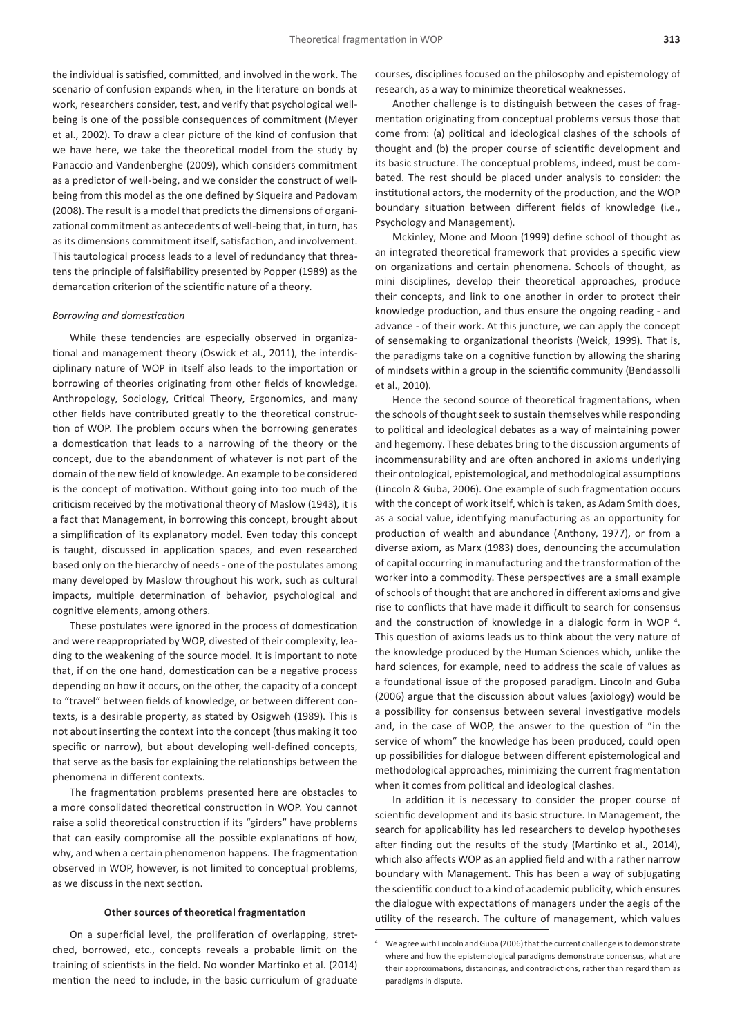the individual is satisfied, committed, and involved in the work. The scenario of confusion expands when, in the literature on bonds at work, researchers consider, test, and verify that psychological well-being is one of the possible consequences of commitment (Meyer et al., 2002). To draw a clear picture of the kind of confusion that we have here, we take the theoretical model from the study by Panaccio and Vandenberghe (2009), which considers commitment as a predictor of well-being, and we consider the construct of well-being from this model as the one defined by Siqueira and Padovam (2008). The result is a model that predicts the dimensions of organizational commitment as antecedents of well-being that, in turn, has as its dimensions commitment itself, satisfaction, and involvement. This tautological process leads to a level of redundancy that threatens the principle of falsifiability presented by Popper (1989) as the demarcation criterion of the scientific nature of a theory.

### *Borrowing and domestication*

While these tendencies are especially observed in organizational and management theory (Oswick et al., 2011), the interdisciplinary nature of WOP in itself also leads to the importation or borrowing of theories originating from other fields of knowledge. Anthropology, Sociology, Critical Theory, Ergonomics, and many other fields have contributed greatly to the theoretical construction of WOP. The problem occurs when the borrowing generates a domestication that leads to a narrowing of the theory or the concept, due to the abandonment of whatever is not part of the domain of the new field of knowledge. An example to be considered is the concept of motivation. Without going into too much of the criticism received by the motivational theory of Maslow (1943), it is a fact that Management, in borrowing this concept, brought about a simplification of its explanatory model. Even today this concept is taught, discussed in application spaces, and even researched based only on the hierarchy of needs - one of the postulates among many developed by Maslow throughout his work, such as cultural impacts, multiple determination of behavior, psychological and cognitive elements, among others.

These postulates were ignored in the process of domestication and were reappropriated by WOP, divested of their complexity, leading to the weakening of the source model. It is important to note that, if on the one hand, domestication can be a negative process depending on how it occurs, on the other, the capacity of a concept to "travel" between fields of knowledge, or between different contexts, is a desirable property, as stated by Osigweh (1989). This is not about inserting the context into the concept (thus making it too specific or narrow), but about developing well-defined concepts, that serve as the basis for explaining the relationships between the phenomena in different contexts.

The fragmentation problems presented here are obstacles to a more consolidated theoretical construction in WOP. You cannot raise a solid theoretical construction if its "girders" have problems that can easily compromise all the possible explanations of how, why, and when a certain phenomenon happens. The fragmentation observed in WOP, however, is not limited to conceptual problems, as we discuss in the next section.

## Other sources of theoretical fragmentation

On a superficial level, the proliferation of overlapping, stretched, borrowed, etc., concepts reveals a probable limit on the training of scientists in the field. No wonder Martinko et al. (2014) mention the need to include, in the basic curriculum of graduate courses, disciplines focused on the philosophy and epistemology of research, as a way to minimize theoretical weaknesses.

Another challenge is to distinguish between the cases of fragmentation originating from conceptual problems versus those that come from: (a) political and ideological clashes of the schools of thought and (b) the proper course of scientific development and its basic structure. The conceptual problems, indeed, must be combated. The rest should be placed under analysis to consider: the institutional actors, the modernity of the production, and the WOP boundary situation between different fields of knowledge (i.e., Psychology and Management).

Mckinley, Mone and Moon (1999) define school of thought as an integrated theoretical framework that provides a specific view on organizations and certain phenomena. Schools of thought, as mini disciplines, develop their theoretical approaches, produce their concepts, and link to one another in order to protect their knowledge production, and thus ensure the ongoing reading - and advance - of their work. At this juncture, we can apply the concept of sensemaking to organizational theorists (Weick, 1999). That is, the paradigms take on a cognitive function by allowing the sharing of mindsets within a group in the scientific community (Bendassolli et al., 2010).

Hence the second source of theoretical fragmentations, when the schools of thought seek to sustain themselves while responding to political and ideological debates as a way of maintaining power and hegemony. These debates bring to the discussion arguments of incommensurability and are often anchored in axioms underlying their ontological, epistemological, and methodological assumptions (Lincoln & Guba, 2006). One example of such fragmentation occurs with the concept of work itself, which is taken, as Adam Smith does, as a social value, identifying manufacturing as an opportunity for production of wealth and abundance (Anthony, 1977), or from a diverse axiom, as Marx (1983) does, denouncing the accumulation of capital occurring in manufacturing and the transformation of the worker into a commodity. These perspectives are a small example of schools of thought that are anchored in different axioms and give rise to conflicts that have made it difficult to search for consensus and the construction of knowledge in a dialogic form in WOP [4]. This question of axioms leads us to think about the very nature of the knowledge produced by the Human Sciences which, unlike the hard sciences, for example, need to address the scale of values as a foundational issue of the proposed paradigm. Lincoln and Guba (2006) argue that the discussion about values (axiology) would be a possibility for consensus between several investigative models and, in the case of WOP, the answer to the question of "in the service of whom" the knowledge has been produced, could open up possibilities for dialogue between different epistemological and methodological approaches, minimizing the current fragmentation when it comes from political and ideological clashes.

In addition it is necessary to consider the proper course of scientific development and its basic structure. In Management, the search for applicability has led researchers to develop hypotheses after finding out the results of the study (Martinko et al., 2014), which also affects WOP as an applied field and with a rather narrow boundary with Management. This has been a way of subjugating the scientific conduct to a kind of academic publicity, which ensures the dialogue with expectations of managers under the aegis of the utility of the research. The culture of management, which values

[4] We agree with Lincoln and Guba (2006) that the current challenge is to demonstrate where and how the epistemological paradigms demonstrate concensus, what are their approximations, distancings, and contradictions, rather than regard them as paradigms in dispute.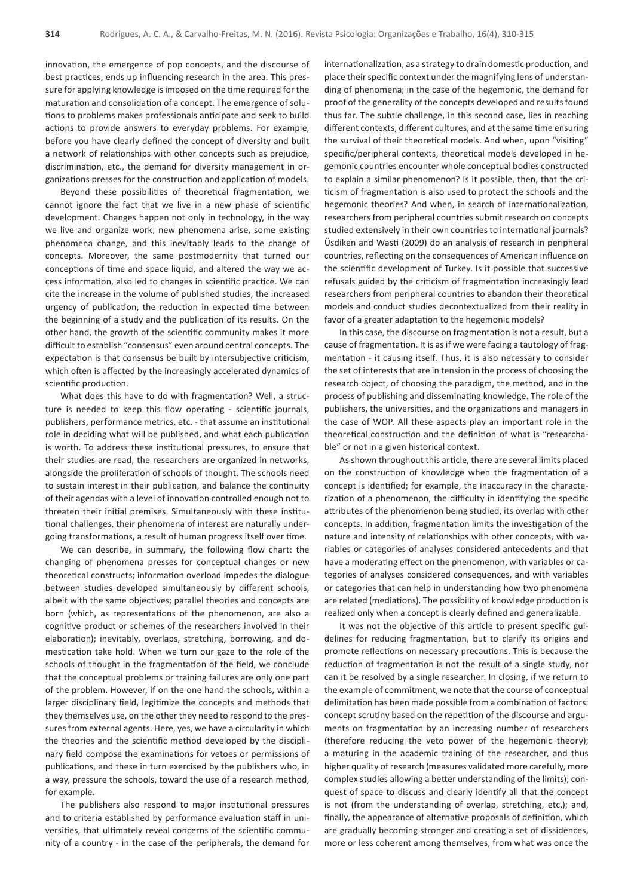innovation, the emergence of pop concepts, and the discourse of best practices, ends up influencing research in the area. This pressure for applying knowledge is imposed on the time required for the maturation and consolidation of a concept. The emergence of solutions to problems makes professionals anticipate and seek to build actions to provide answers to everyday problems. For example, before you have clearly defined the concept of diversity and built a network of relationships with other concepts such as prejudice, discrimination, etc., the demand for diversity management in organizations presses for the construction and application of models.

Beyond these possibilities of theoretical fragmentation, we cannot ignore the fact that we live in a new phase of scientific development. Changes happen not only in technology, in the way we live and organize work; new phenomena arise, some existing phenomena change, and this inevitably leads to the change of concepts. Moreover, the same postmodernity that turned our conceptions of time and space liquid, and altered the way we access information, also led to changes in scientific practice. We can cite the increase in the volume of published studies, the increased urgency of publication, the reduction in expected time between the beginning of a study and the publication of its results. On the other hand, the growth of the scientific community makes it more difficult to establish "consensus" even around central concepts. The expectation is that consensus be built by intersubjective criticism, which often is affected by the increasingly accelerated dynamics of scientific production.

What does this have to do with fragmentation? Well, a structure is needed to keep this flow operating - scientific journals, publishers, performance metrics, etc. - that assume an institutional role in deciding what will be published, and what each publication is worth. To address these institutional pressures, to ensure that their studies are read, the researchers are organized in networks, alongside the proliferation of schools of thought. The schools need to sustain interest in their publication, and balance the continuity of their agendas with a level of innovation controlled enough not to threaten their initial premises. Simultaneously with these institutional challenges, their phenomena of interest are naturally undergoing transformations, a result of human progress itself over time.

We can describe, in summary, the following flow chart: the changing of phenomena presses for conceptual changes or new theoretical constructs; information overload impedes the dialogue between studies developed simultaneously by different schools, albeit with the same objectives; parallel theories and concepts are born (which, as representations of the phenomenon, are also a cognitive product or schemes of the researchers involved in their elaboration); inevitably, overlaps, stretching, borrowing, and domestication take hold. When we turn our gaze to the role of the schools of thought in the fragmentation of the field, we conclude that the conceptual problems or training failures are only one part of the problem. However, if on the one hand the schools, within a larger disciplinary field, legitimize the concepts and methods that they themselves use, on the other they need to respond to the pressures from external agents. Here, yes, we have a circularity in which the theories and the scientific method developed by the disciplinary field compose the examinations for vetoes or permissions of publications, and these in turn exercised by the publishers who, in a way, pressure the schools, toward the use of a research method, for example.

The publishers also respond to major institutional pressures and to criteria established by performance evaluation staff in universities, that ultimately reveal concerns of the scientific community of a country - in the case of the peripherals, the demand for internationalization, as a strategy to drain domestic production, and place their specific context under the magnifying lens of understanding of phenomena; in the case of the hegemonic, the demand for proof of the generality of the concepts developed and results found thus far. The subtle challenge, in this second case, lies in reaching different contexts, different cultures, and at the same time ensuring the survival of their theoretical models. And when, upon "visiting" specific/peripheral contexts, theoretical models developed in hegemonic countries encounter whole conceptual bodies constructed to explain a similar phenomenon? Is it possible, then, that the criticism of fragmentation is also used to protect the schools and the hegemonic theories? And when, in search of internationalization, researchers from peripheral countries submit research on concepts studied extensively in their own countries to international journals? Üsdiken and Wasti (2009) do an analysis of research in peripheral countries, reflecting on the consequences of American influence on the scientific development of Turkey. Is it possible that successive refusals guided by the criticism of fragmentation increasingly lead researchers from peripheral countries to abandon their theoretical models and conduct studies decontextualized from their reality in favor of a greater adaptation to the hegemonic models?

In this case, the discourse on fragmentation is not a result, but a cause of fragmentation. It is as if we were facing a tautology of fragmentation - it causing itself. Thus, it is also necessary to consider the set of interests that are in tension in the process of choosing the research object, of choosing the paradigm, the method, and in the process of publishing and disseminating knowledge. The role of the publishers, the universities, and the organizations and managers in the case of WOP. All these aspects play an important role in the theoretical construction and the definition of what is "researchable" or not in a given historical context.

As shown throughout this article, there are several limits placed on the construction of knowledge when the fragmentation of a concept is identified; for example, the inaccuracy in the characterization of a phenomenon, the difficulty in identifying the specific attributes of the phenomenon being studied, its overlap with other concepts. In addition, fragmentation limits the investigation of the nature and intensity of relationships with other concepts, with variables or categories of analyses considered antecedents and that have a moderating effect on the phenomenon, with variables or categories of analyses considered consequences, and with variables or categories that can help in understanding how two phenomena are related (mediations). The possibility of knowledge production is realized only when a concept is clearly defined and generalizable.

It was not the objective of this article to present specific guidelines for reducing fragmentation, but to clarify its origins and promote reflections on necessary precautions. This is because the reduction of fragmentation is not the result of a single study, nor can it be resolved by a single researcher. In closing, if we return to the example of commitment, we note that the course of conceptual delimitation has been made possible from a combination of factors: concept scrutiny based on the repetition of the discourse and arguments on fragmentation by an increasing number of researchers (therefore reducing the veto power of the hegemonic theory); a maturing in the academic training of the researcher, and thus higher quality of research (measures validated more carefully, more complex studies allowing a better understanding of the limits); conquest of space to discuss and clearly identify all that the concept is not (from the understanding of overlap, stretching, etc.); and, finally, the appearance of alternative proposals of definition, which are gradually becoming stronger and creating a set of dissidences, more or less coherent among themselves, from what was once the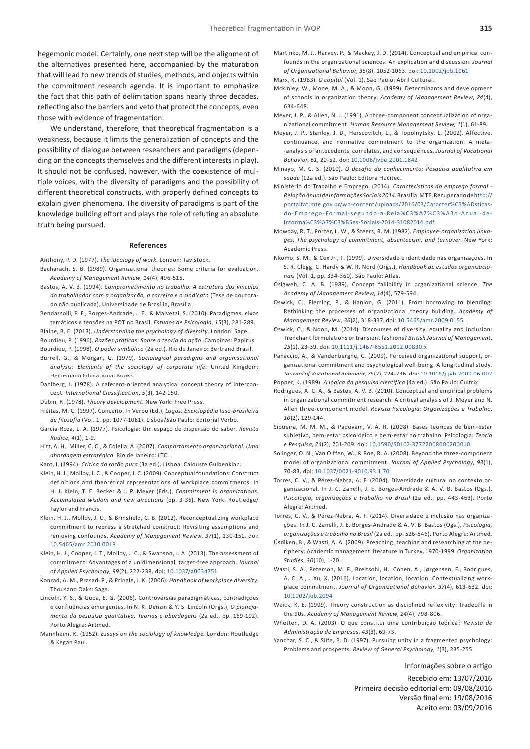hegemonic model. Certainly, one next step will be the alignment of the alternatives presented here, accompanied by the maturation that will lead to new trends of studies, methods, and objects within the commitment research agenda. It is important to emphasize the fact that this path of delimitation spans nearly three decades, reflecting also the barriers and veto that protect the concepts, even those with evidence of fragmentation.

We understand, therefore, that theoretical fragmentation is a weakness, because it limits the generalization of concepts and the possibility of dialogue between researchers and paradigms (depending on the concepts themselves and the different interests in play). It should not be confused, however, with the coexistence of multiple voices, with the diversity of paradigms and the possibility of different theoretical constructs, with properly defined concepts to explain given phenomena. The diversity of paradigms is part of the knowledge building effort and plays the role of refuting an absolute truth being pursued.

## References

Anthony, P. D. (1977). *The ideology of work*. London: Tavistock.

Bacharach, S. B. (1989). Organizational theories: Some criteria for evaluation. *Academy of Management Review*, *14*(4), 496-515.

Bastos, A. V. B. (1994). *Comprometimento no trabalho: A estrutura dos vínculos do trabalhador com a organização, a carreira e o sindicato* (Tese de doutorado não publicada). Universidade de Brasília, Brasília.

Bendassolli, P. F., Borges-Andrade, J. E., & Malvezzi, S. (2010). Paradigmas, eixos temáticos e tensões na POT no Brasil. *Estudos de Psicologia*, *15*(3), 281-289.

Blaine, B. E. (2013). *Understanding the psychology of diversity*. London: Sage.

Bourdieu, P. (1996). *Razões práticas*: *Sobre a teoria da ação*. Campinas: Papirus.

Bourdieu, P. (1998). *O poder simbólico* (2a ed.). Rio de Janeiro: Bertrand Brasil.

Burrell, G., & Morgan, G. (1979). *Sociological paradigms and organisational analysis: Elements of the sociology of corporate life*. United Kingdom: Heinemann Educational Books.

Dahlberg, I. (1978). A referent-oriented analytical concept theory of interconcept. *International Classification*, *5*(3), 142-150.

Dubin, R. (1978). *Theory development*. New York: Free Press.

Freitas, M. C. (1997). Conceito. In Verbo (Ed.), *Logos: Enciclopédia luso-brasileira de filosofia* (Vol. 1, pp. 1077-1081). Lisboa/São Paulo: Editorial Verbo.

Garcia-Roza, L. A. (1977). Psicologia: Um espaço de dispersão do saber. *Revista Radice*, *4*(1), 1-9.

Hitt, A. H., Miller, C. C., & Colella, A. (2007). *Comportamento organizacional: Uma abordagem estratégica*. Rio de Janeiro: LTC.

Kant, I. (1994). *Crítica da razão pura* (3a ed.). Lisboa: Calouste Gulbenkian.

Klein, H. J., Molloy, J. C., & Cooper, J. C. (2009). Conceptual foundations: Construct definitions and theoretical representations of workplace commitments. In H. J. Klein, T. E. Becker & J. P. Meyer (Eds.), *Commitment in organizations: Accumulated wisdom and new directions* (pp. 3-36). New York: Routledge/Taylor and Francis.

Klein, H. J., Molloy, J. C., & Brinsfield, C. B. (2012). Reconceptualizing workplace commitment to redress a stretched construct: Revisiting assumptions and removing confounds. *Academy of Management Review*, *37*(1), 130-151. doi: 10.5465/amr.2010.0018

Klein, H. J., Cooper, J. T., Molloy, J. C., & Swanson, J. A. (2013). The assessment of commitment: Advantages of a unidimensional, target-free approach. *Journal of Applied Psychology*, *99*(2), 222-238. doi: 10.1037/a0034751

Konrad, A. M., Prasad, P., & Pringle, J. K. (2006). *Handbook of workplace diversity*. Thousand Oaks: Sage.

Lincoln, Y. S., & Guba, E. G. (2006). Controvérsias paradigmáticas, contradições e confluências emergentes. In N. K. Denzin & Y. S. Lincoln (Orgs.), *O planejamento da pesquisa qualitativa: Teorias e abordagens* (2a ed., pp. 169-192). Porto Alegre: Artmed.

Mannheim, K. (1952). *Essays on the sociology of knowledge.* London: Routledge & Kegan Paul.

Martinko, M. J., Harvey, P., & Mackey, J. D. (2014). Conceptual and empirical confounds in the organizational sciences: An explication and discussion. *Journal of Organizational Behavior*, *35*(8), 1052-1063. doi: 10.1002/job.1961

Marx, K. (1983). *O capital* (Vol. 1). São Paulo: Abril Cultural.

Mckinley, W., Mone, M. A., & Moon, G. (1999). Determinants and development of schools in organization theory. *Academy of Management Review*, *24*(4), 634-648.

Meyer, J. P., & Allen, N. J. (1991). A three-component conceptualization of organizational commitment. *Human Resource Management Review, 1*(1), 61-89.

Meyer, J. P., Stanley, J. D., Herscovitch, L., & Topolnytsky, L. (2002). Affective, continuance, and normative commitment to the organization: A meta-analysis of antecedents, correlates, and consequences. *Journal of Vocational Behavior*, *61*, 20-52. doi: 10.1006/jvbe.2001.1842

Minayo, M. C. S. (2010). *O desafio do conhecimento: Pesquisa qualitativa em saúde* (12a ed.). São Paulo: Editora Hucitec.

Ministério do Trabalho e Emprego. (2014). *Características do emprego formal - Relação Anual de Informações Sociais 2014*. Brasília: MTE. Recuperado de http://portalfat.mte.gov.br/wp-content/uploads/2016/03/Caracter%C3%ADsticas-do-Emprego-Formal-segundo-a-Rela%C3%A7%C3%A3o-Anual-de-Informa%C3%A7%C3%B5es-Sociais-2014-31082014.pdf

Mowday, R. T., Porter, L. W., & Steers, R. M. (1982). *Employee-organization linkages: The psychology of commitment, absenteeism, and turnover.* New York: Academic Press.

Nkomo, S. M., & Cox Jr., T. (1999). Diversidade e identidade nas organizações. In S. R. Clegg, C. Hardy & W. R. Nord (Orgs.), *Handbook de estudos organizacionais* (Vol. 1, pp. 334-360). São Paulo: Atlas.

Osigweh, C. A. B. (1989). Concept fallibility in organizational science. *The Academy of Management Review*, *14*(4), 579-594.

Oswick, C., Fleming, P., & Hanlon, G. (2011). From borrowing to blending: Rethinking the processes of organizational theory building. *Academy of Management Review*, *36*(2), 318-337. doi: 10.5465/amr.2009.0155

Oswick, C., & Noon, M. (2014). Discourses of diversity, equality and inclusion: Trenchant formulations or transient fashions? *British Journal of Management*, *25*(1), 23-39. doi: 10.1111/j.1467-8551.2012.00830.x

Panaccio, A., & Vandenberghe, C. (2009). Perceived organizational support, organizational commitment and psychological well-being: A longitudinal study. *Journal of Vocational Behavior*, *75*(2), 224-236. doi: 10.1016/j.jvb.2009.06.002

Popper, K. (1989). *A lógica da pesquisa científica* (4a ed.). São Paulo: Cultrix.

Rodrigues, A. C. A., & Bastos, A. V. B. (2010). Conceptual and empirical problems in organizational commitment research: A critical analysis of J. Meyer and N. Allen three-component model. *Revista Psicologia: Organizações e Trabalho*, *10*(2), 129-144.

Siqueira, M. M. M., & Padovam, V. A. R. (2008). Bases teóricas de bem-estar subjetivo, bem-estar psicológico e bem-estar no trabalho. Psicologia: *Teoria e Pesquisa*, *24*(2), 201-209. doi: 10.1590/S0102-37722008000200010.

Solinger, O. N., Van Olffen, W., & Roe, R. A. (2008). Beyond the three-component model of organizational commitment. *Journal of Applied Psychology*, *93*(1), 70-83. doi: 10.1037/0021-9010.93.1.70

Torres, C. V., & Pérez-Nebra, A. F. (2004). Diversidade cultural no contexto organizacional. In J. C. Zanelli, J. E. Borges-Andrade & A. V. B. Bastos (Ogs.), *Psicologia, organizações e trabalho no Brasil* (2a ed., pp. 443-463). Porto Alegre: Artmed.

Torres, C. V., & Pérez-Nebra, A. F. (2014). Diversidade e inclusão nas organizações. In J. C. Zanelli, J. E. Borges-Andrade & A. V. B. Bastos (Ogs.), *Psicologia, organizações e trabalho no Brasil* (2a ed., pp. 526-546). Porto Alegre: Artmed.

Üsdiken, B., & Wasti, A. A. (2009). Preaching, teaching and researching at the periphery: Academic management literature in Turkey, 1970-1999. *Organization Studies*, *30*(10), 1-20.

Wasti, S. A., Peterson, M. F., Breitsohl, H., Cohen, A., Jørgensen, F., Rodrigues, A. C. A., …Xu, X. (2016). Location, location, location: Contextualizing workplace commitment. *Journal of Organizational Behavior*, *37*(4), 613-632. doi: 10.1002/job.2094

Weick, K. E. (1999). Theory construction as disciplined reflexivity: Tradeoffs in the 90s. *Academy of Management Review*, *24*(4), 798-806.

Whetten, D. A. (2003). O que constitui uma contribuição teórica? *Revista de Administração de Empresas*, *43*(3), 69-73.

Yanchar, S. C., & Slife, B. D. (1997). Pursuing unity in a fragmented psychology: Problems and prospects. *Review of General Psychology*, *1*(3), 235-255.

Informações sobre o artigo

Recebido em: 13/07/2016
Primeira decisão editorial em: 09/08/2016
Versão final em: 19/08/2016
Aceito em: 03/09/2016